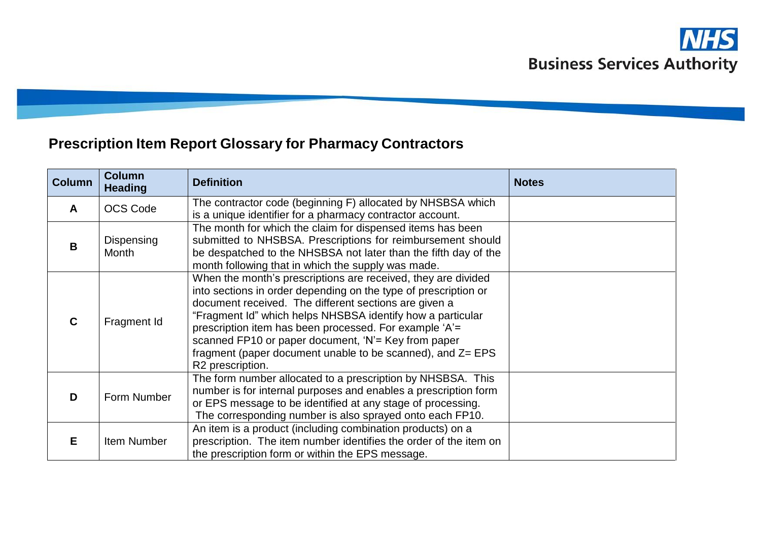NHS Business Services Authority

# Prescription Item Report Glossary for Pharmacy Contractors

| Column | Column Heading | Definition | Notes |
|---|---|---|---|
| **A** | OCS Code | The contractor code (beginning F) allocated by NHSBSA which is a unique identifier for a pharmacy contractor account. | |
| **B** | Dispensing Month | The month for which the claim for dispensed items has been submitted to NHSBSA. Prescriptions for reimbursement should be despatched to the NHSBSA not later than the fifth day of the month following that in which the supply was made. | |
| **C** | Fragment Id | When the month's prescriptions are received, they are divided into sections in order depending on the type of prescription or document received. The different sections are given a "Fragment Id" which helps NHSBSA identify how a particular prescription item has been processed. For example 'A'= scanned FP10 or paper document, 'N'= Key from paper fragment (paper document unable to be scanned), and Z= EPS R2 prescription. | |
| **D** | Form Number | The form number allocated to a prescription by NHSBSA. This number is for internal purposes and enables a prescription form or EPS message to be identified at any stage of processing. The corresponding number is also sprayed onto each FP10. | |
| **E** | Item Number | An item is a product (including combination products) on a prescription. The item number identifies the order of the item on the prescription form or within the EPS message. | |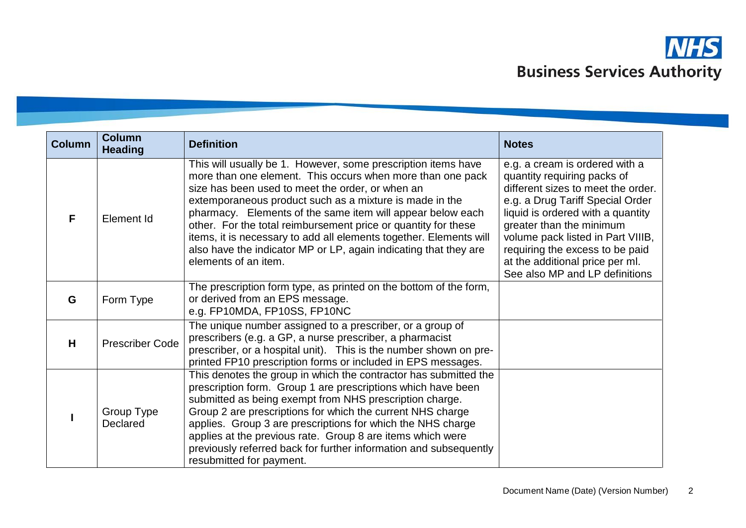| Column | Column Heading | Definition | Notes |
|---|---|---|---|
| F | Element Id | This will usually be 1. However, some prescription items have more than one element. This occurs when more than one pack size has been used to meet the order, or when an extemporaneous product such as a mixture is made in the pharmacy. Elements of the same item will appear below each other. For the total reimbursement price or quantity for these items, it is necessary to add all elements together. Elements will also have the indicator MP or LP, again indicating that they are elements of an item. | e.g. a cream is ordered with a quantity requiring packs of different sizes to meet the order. e.g. a Drug Tariff Special Order liquid is ordered with a quantity greater than the minimum volume pack listed in Part VIIIB, requiring the excess to be paid at the additional price per ml. See also MP and LP definitions |
| G | Form Type | The prescription form type, as printed on the bottom of the form, or derived from an EPS message. e.g. FP10MDA, FP10SS, FP10NC | |
| H | Prescriber Code | The unique number assigned to a prescriber, or a group of prescribers (e.g. a GP, a nurse prescriber, a pharmacist prescriber, or a hospital unit). This is the number shown on pre-printed FP10 prescription forms or included in EPS messages. | |
| I | Group Type Declared | This denotes the group in which the contractor has submitted the prescription form. Group 1 are prescriptions which have been submitted as being exempt from NHS prescription charge. Group 2 are prescriptions for which the current NHS charge applies. Group 3 are prescriptions for which the NHS charge applies at the previous rate. Group 8 are items which were previously referred back for further information and subsequently resubmitted for payment. | |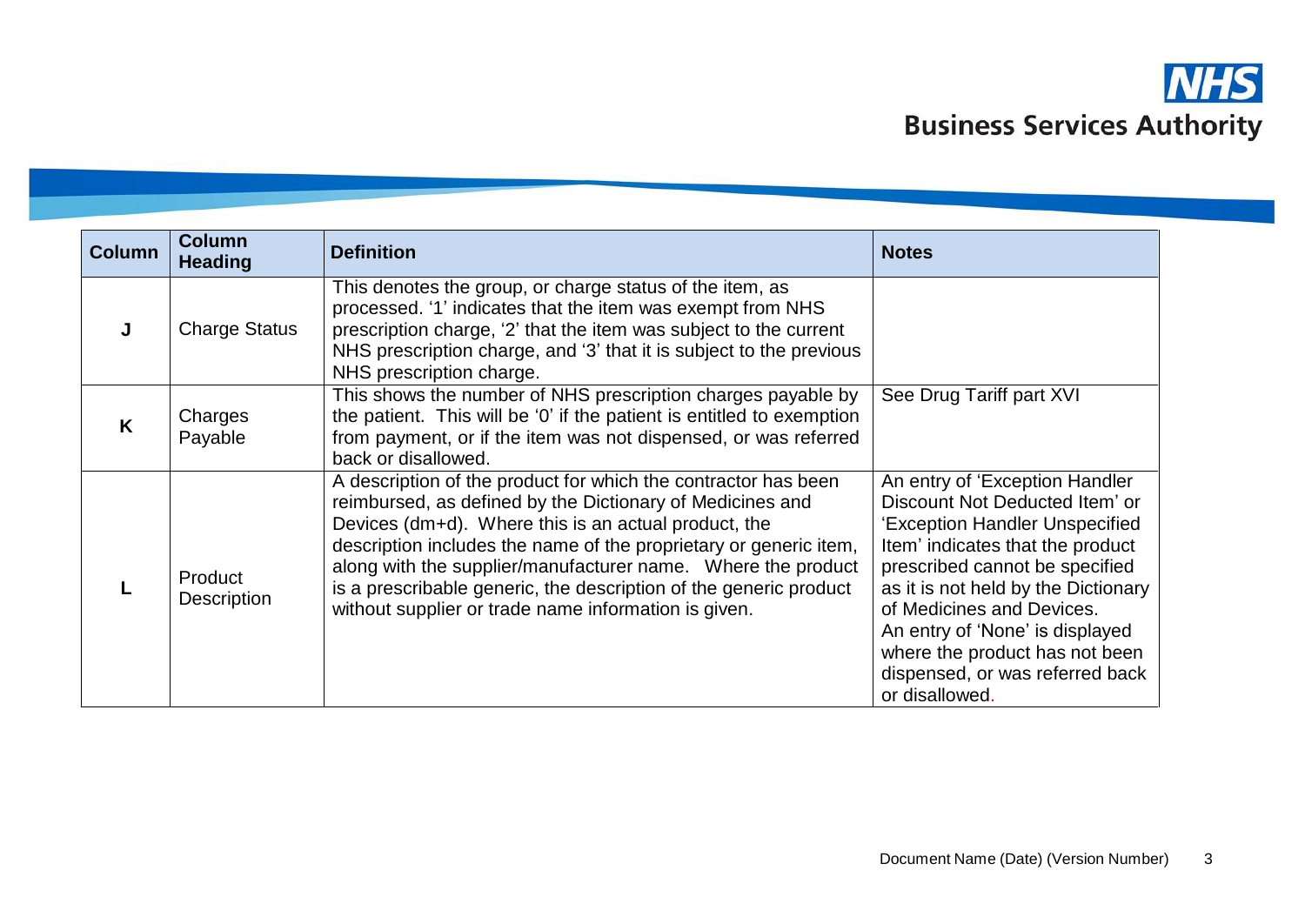| Column | Column Heading | Definition | Notes |
|---|---|---|---|
| J | Charge Status | This denotes the group, or charge status of the item, as processed. '1' indicates that the item was exempt from NHS prescription charge, '2' that the item was subject to the current NHS prescription charge, and '3' that it is subject to the previous NHS prescription charge. | |
| K | Charges Payable | This shows the number of NHS prescription charges payable by the patient. This will be '0' if the patient is entitled to exemption from payment, or if the item was not dispensed, or was referred back or disallowed. | See Drug Tariff part XVI |
| L | Product Description | A description of the product for which the contractor has been reimbursed, as defined by the Dictionary of Medicines and Devices (dm+d). Where this is an actual product, the description includes the name of the proprietary or generic item, along with the supplier/manufacturer name. Where the product is a prescribable generic, the description of the generic product without supplier or trade name information is given. | An entry of 'Exception Handler Discount Not Deducted Item' or 'Exception Handler Unspecified Item' indicates that the product prescribed cannot be specified as it is not held by the Dictionary of Medicines and Devices. An entry of 'None' is displayed where the product has not been dispensed, or was referred back or disallowed. |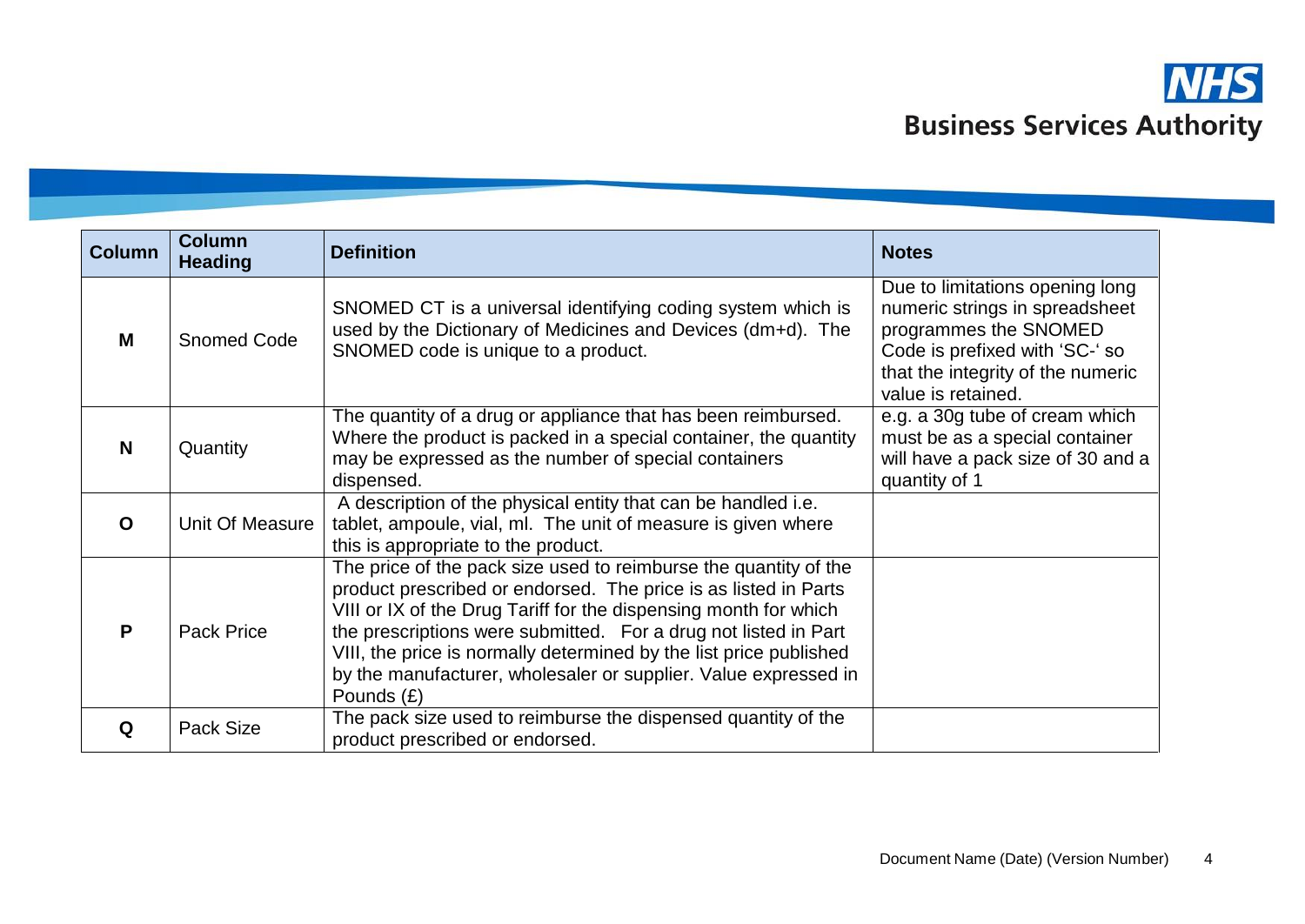| Column | Column Heading | Definition | Notes |
|---|---|---|---|
| M | Snomed Code | SNOMED CT is a universal identifying coding system which is used by the Dictionary of Medicines and Devices (dm+d). The SNOMED code is unique to a product. | Due to limitations opening long numeric strings in spreadsheet programmes the SNOMED Code is prefixed with 'SC-' so that the integrity of the numeric value is retained. |
| N | Quantity | The quantity of a drug or appliance that has been reimbursed. Where the product is packed in a special container, the quantity may be expressed as the number of special containers dispensed. | e.g. a 30g tube of cream which must be as a special container will have a pack size of 30 and a quantity of 1 |
| O | Unit Of Measure | A description of the physical entity that can be handled i.e. tablet, ampoule, vial, ml. The unit of measure is given where this is appropriate to the product. | |
| P | Pack Price | The price of the pack size used to reimburse the quantity of the product prescribed or endorsed. The price is as listed in Parts VIII or IX of the Drug Tariff for the dispensing month for which the prescriptions were submitted. For a drug not listed in Part VIII, the price is normally determined by the list price published by the manufacturer, wholesaler or supplier. Value expressed in Pounds (£) | |
| Q | Pack Size | The pack size used to reimburse the dispensed quantity of the product prescribed or endorsed. | |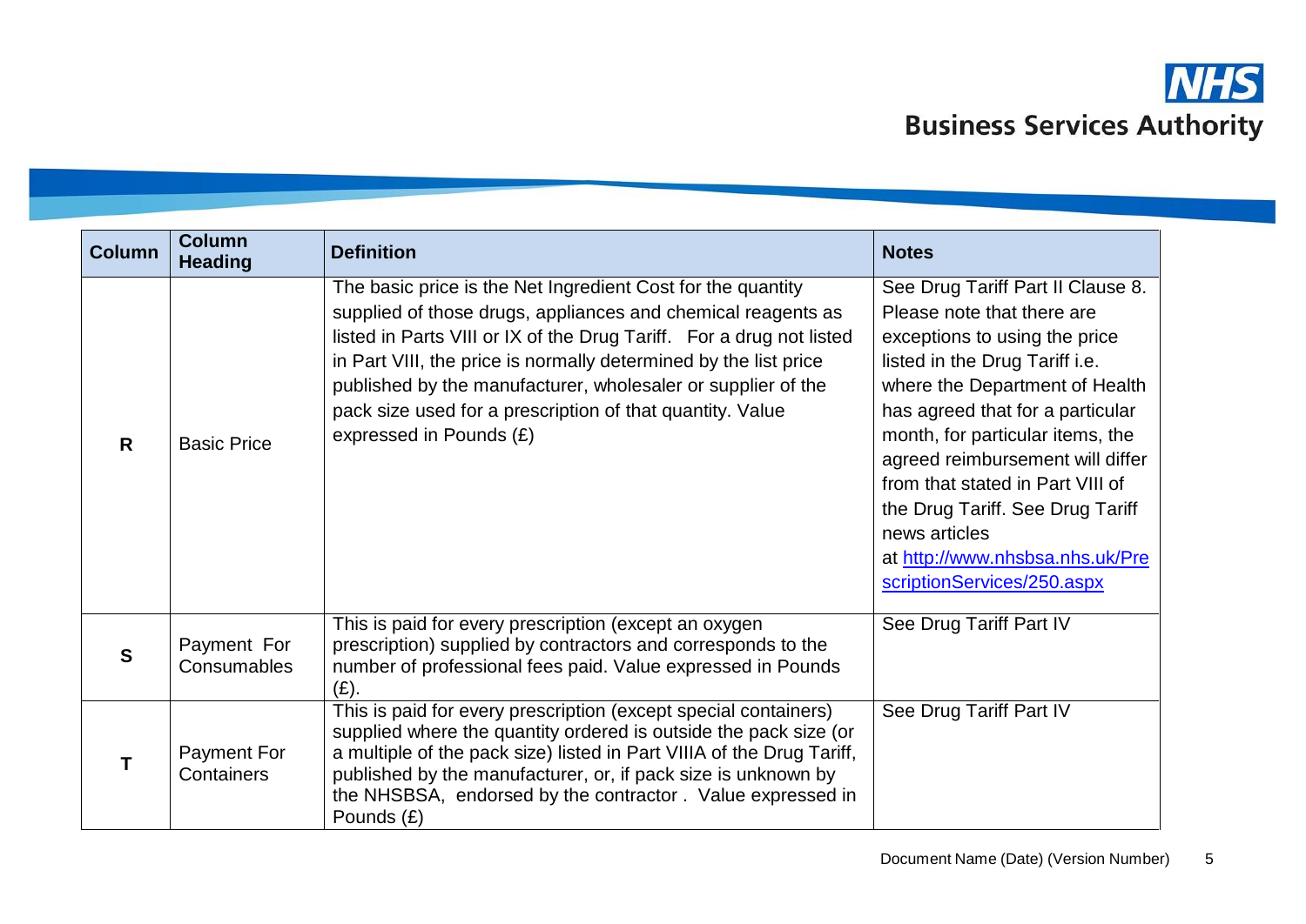| Column | Column Heading | Definition | Notes |
|---|---|---|---|
| R | Basic Price | The basic price is the Net Ingredient Cost for the quantity supplied of those drugs, appliances and chemical reagents as listed in Parts VIII or IX of the Drug Tariff. For a drug not listed in Part VIII, the price is normally determined by the list price published by the manufacturer, wholesaler or supplier of the pack size used for a prescription of that quantity. Value expressed in Pounds (£) | See Drug Tariff Part II Clause 8. Please note that there are exceptions to using the price listed in the Drug Tariff i.e. where the Department of Health has agreed that for a particular month, for particular items, the agreed reimbursement will differ from that stated in Part VIII of the Drug Tariff. See Drug Tariff news articles at [http://www.nhsbsa.nhs.uk/PrescriptionServices/250.aspx](http://www.nhsbsa.nhs.uk/PrescriptionServices/250.aspx) |
| S | Payment For Consumables | This is paid for every prescription (except an oxygen prescription) supplied by contractors and corresponds to the number of professional fees paid. Value expressed in Pounds (£). | See Drug Tariff Part IV |
| T | Payment For Containers | This is paid for every prescription (except special containers) supplied where the quantity ordered is outside the pack size (or a multiple of the pack size) listed in Part VIIIA of the Drug Tariff, published by the manufacturer, or, if pack size is unknown by the NHSBSA, endorsed by the contractor . Value expressed in Pounds (£) | See Drug Tariff Part IV |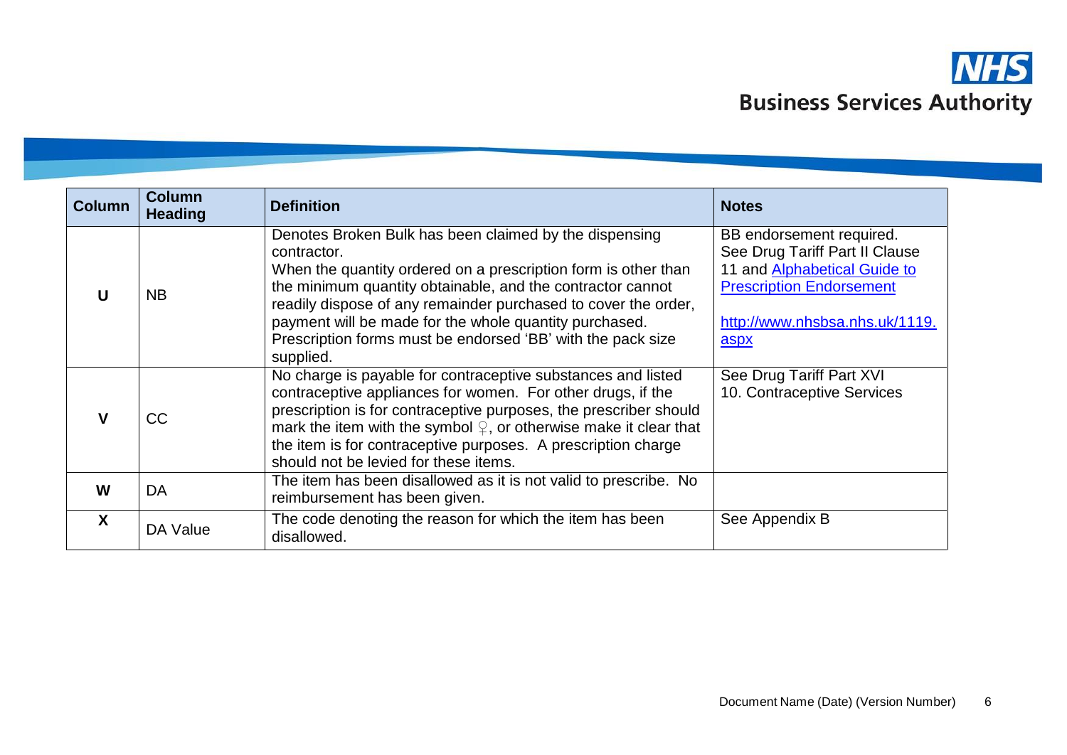| Column | Column Heading | Definition | Notes |
|---|---|---|---|
| **U** | NB | Denotes Broken Bulk has been claimed by the dispensing contractor.<br>When the quantity ordered on a prescription form is other than the minimum quantity obtainable, and the contractor cannot readily dispose of any remainder purchased to cover the order, payment will be made for the whole quantity purchased.<br>Prescription forms must be endorsed 'BB' with the pack size supplied. | BB endorsement required.<br>See Drug Tariff Part II Clause 11 and [Alphabetical Guide to Prescription Endorsement](http://www.nhsbsa.nhs.uk/1119.aspx)<br><br>http://www.nhsbsa.nhs.uk/1119.aspx |
| **V** | CC | No charge is payable for contraceptive substances and listed contraceptive appliances for women. For other drugs, if the prescription is for contraceptive purposes, the prescriber should mark the item with the symbol ♀, or otherwise make it clear that the item is for contraceptive purposes. A prescription charge should not be levied for these items. | See Drug Tariff Part XVI<br>10. Contraceptive Services |
| **W** | DA | The item has been disallowed as it is not valid to prescribe. No reimbursement has been given. | |
| **X** | DA Value | The code denoting the reason for which the item has been disallowed. | See Appendix B |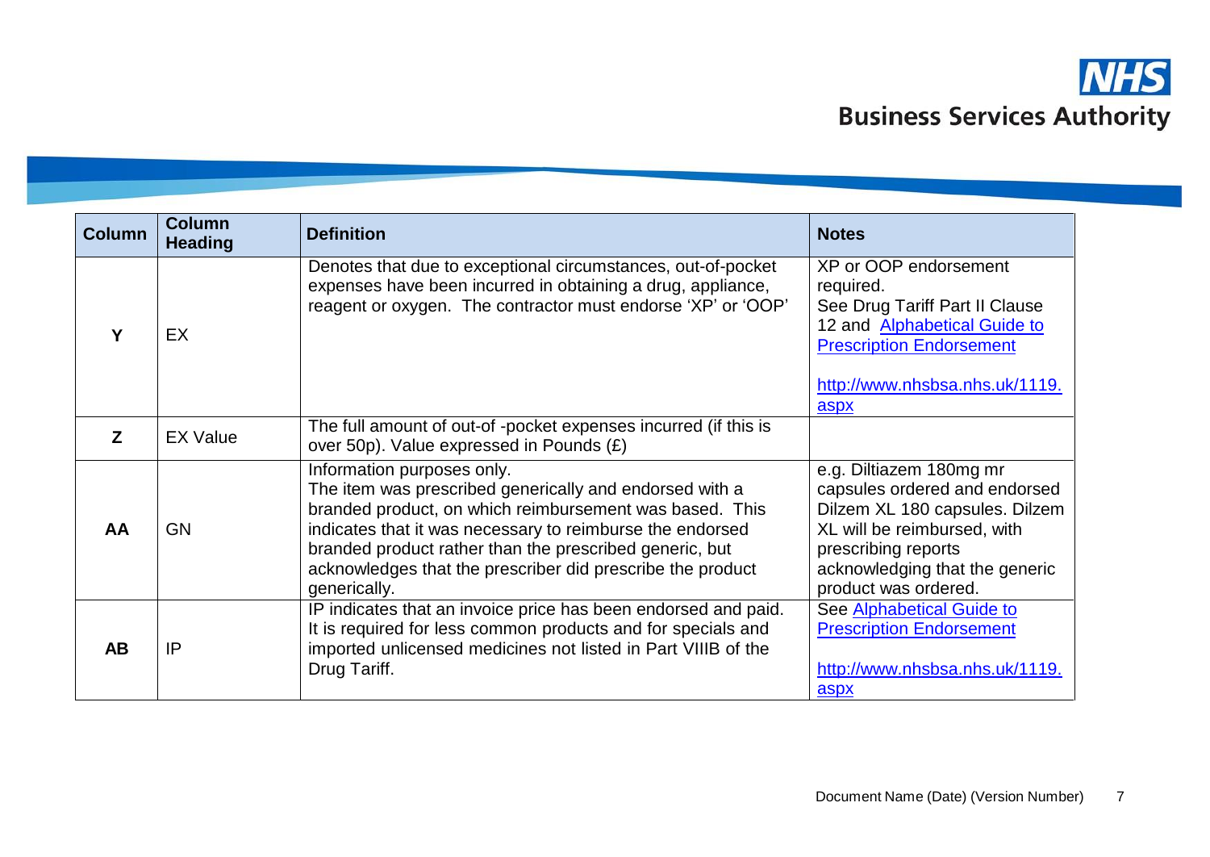| Column | Column Heading | Definition | Notes |
|---|---|---|---|
| **Y** | EX | Denotes that due to exceptional circumstances, out-of-pocket expenses have been incurred in obtaining a drug, appliance, reagent or oxygen. The contractor must endorse 'XP' or 'OOP' | XP or OOP endorsement required. See Drug Tariff Part II Clause 12 and [Alphabetical Guide to Prescription Endorsement](http://www.nhsbsa.nhs.uk/1119.aspx) http://www.nhsbsa.nhs.uk/1119.aspx |
| **Z** | EX Value | The full amount of out-of -pocket expenses incurred (if this is over 50p). Value expressed in Pounds (£) | |
| **AA** | GN | Information purposes only. The item was prescribed generically and endorsed with a branded product, on which reimbursement was based. This indicates that it was necessary to reimburse the endorsed branded product rather than the prescribed generic, but acknowledges that the prescriber did prescribe the product generically. | e.g. Diltiazem 180mg mr capsules ordered and endorsed Dilzem XL 180 capsules. Dilzem XL will be reimbursed, with prescribing reports acknowledging that the generic product was ordered. |
| **AB** | IP | IP indicates that an invoice price has been endorsed and paid. It is required for less common products and for specials and imported unlicensed medicines not listed in Part VIIIB of the Drug Tariff. | See [Alphabetical Guide to Prescription Endorsement](http://www.nhsbsa.nhs.uk/1119.aspx) http://www.nhsbsa.nhs.uk/1119.aspx |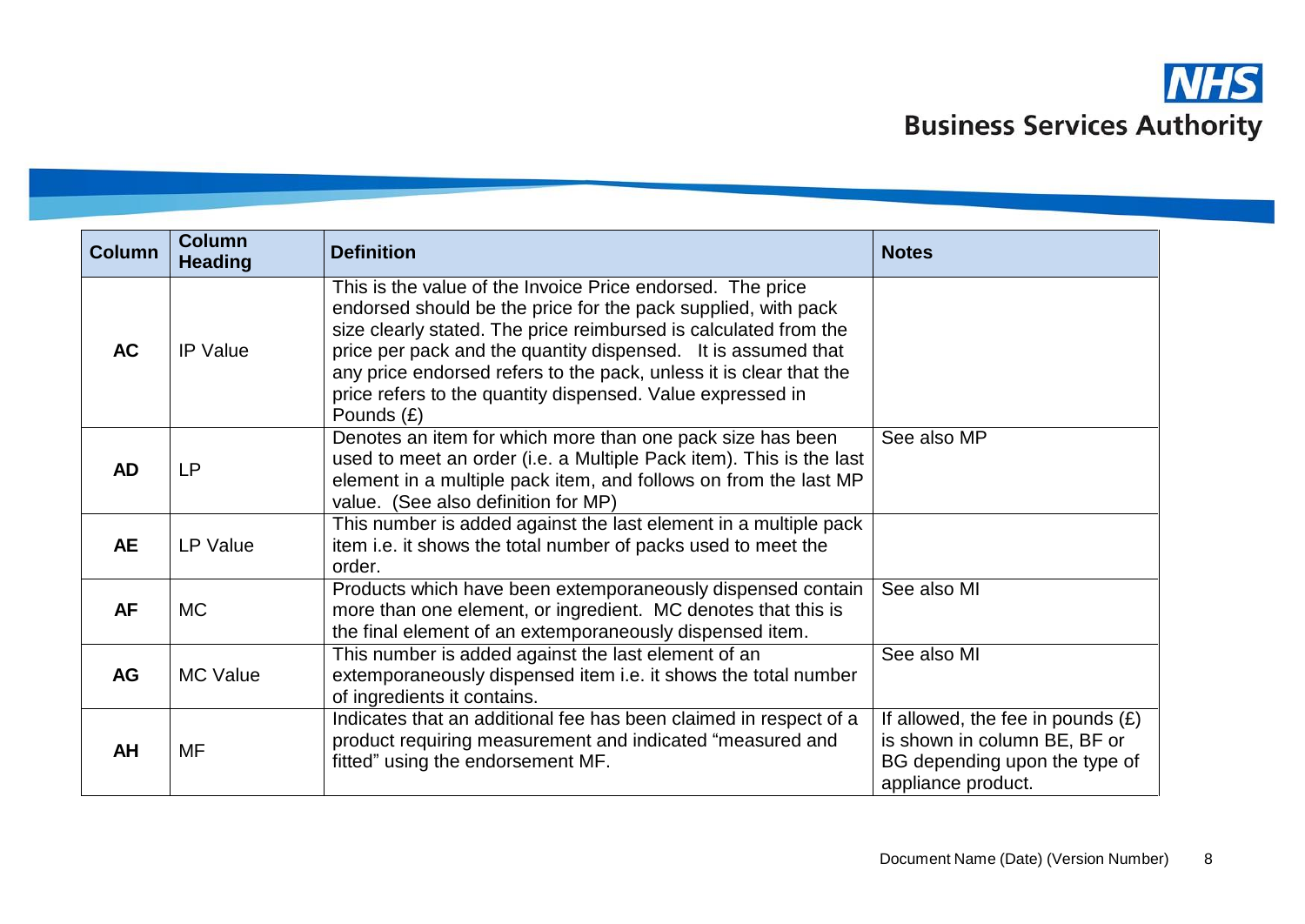| Column | Column Heading | Definition | Notes |
|---|---|---|---|
| **AC** | IP Value | This is the value of the Invoice Price endorsed. The price endorsed should be the price for the pack supplied, with pack size clearly stated. The price reimbursed is calculated from the price per pack and the quantity dispensed. It is assumed that any price endorsed refers to the pack, unless it is clear that the price refers to the quantity dispensed. Value expressed in Pounds (£) | |
| **AD** | LP | Denotes an item for which more than one pack size has been used to meet an order (i.e. a Multiple Pack item). This is the last element in a multiple pack item, and follows on from the last MP value. (See also definition for MP) | See also MP |
| **AE** | LP Value | This number is added against the last element in a multiple pack item i.e. it shows the total number of packs used to meet the order. | |
| **AF** | MC | Products which have been extemporaneously dispensed contain more than one element, or ingredient. MC denotes that this is the final element of an extemporaneously dispensed item. | See also MI |
| **AG** | MC Value | This number is added against the last element of an extemporaneously dispensed item i.e. it shows the total number of ingredients it contains. | See also MI |
| **AH** | MF | Indicates that an additional fee has been claimed in respect of a product requiring measurement and indicated “measured and fitted” using the endorsement MF. | If allowed, the fee in pounds (£) is shown in column BE, BF or BG depending upon the type of appliance product. |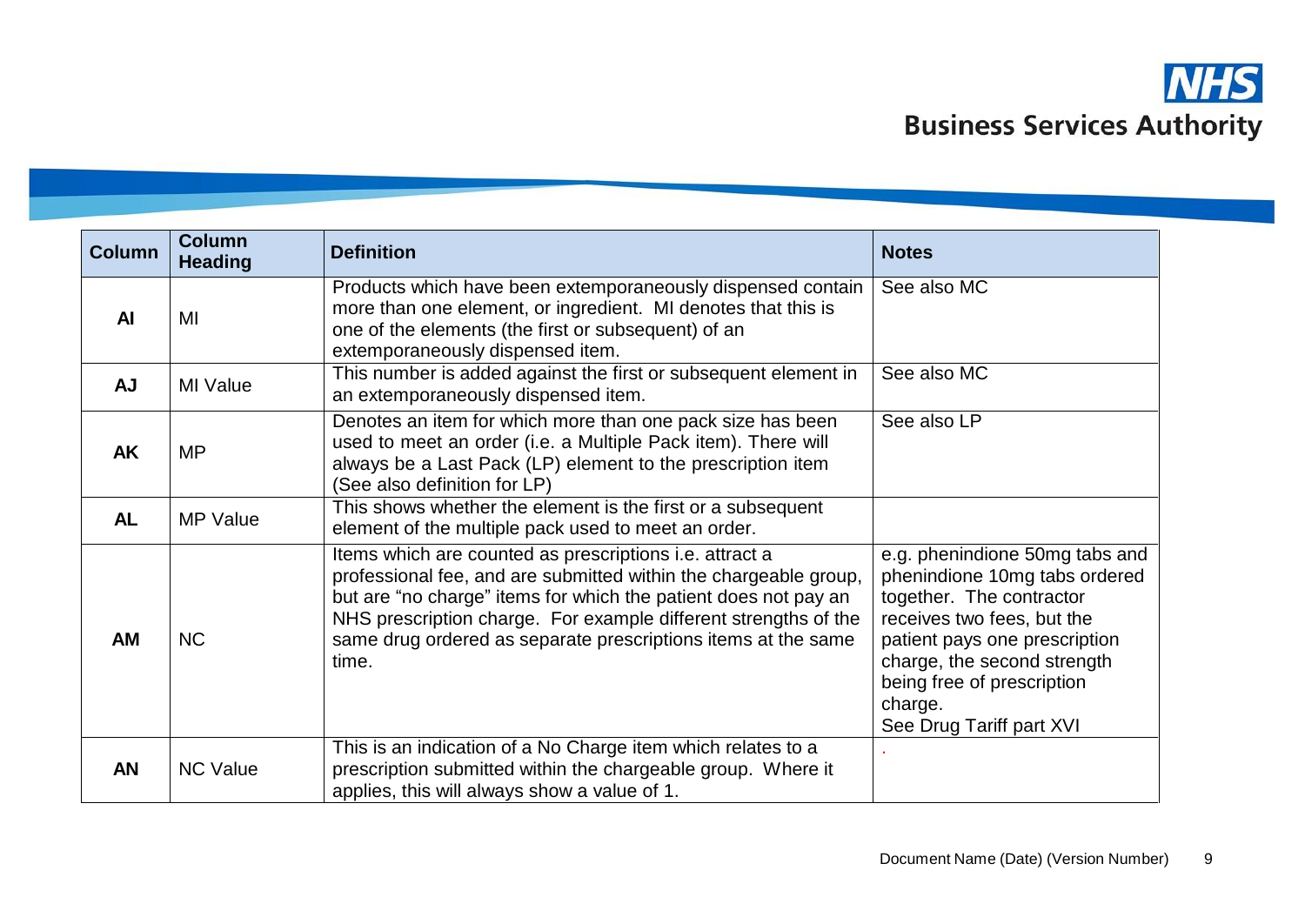| Column | Column Heading | Definition | Notes |
|---|---|---|---|
| **AI** | MI | Products which have been extemporaneously dispensed contain more than one element, or ingredient. MI denotes that this is one of the elements (the first or subsequent) of an extemporaneously dispensed item. | See also MC |
| **AJ** | MI Value | This number is added against the first or subsequent element in an extemporaneously dispensed item. | See also MC |
| **AK** | MP | Denotes an item for which more than one pack size has been used to meet an order (i.e. a Multiple Pack item). There will always be a Last Pack (LP) element to the prescription item (See also definition for LP) | See also LP |
| **AL** | MP Value | This shows whether the element is the first or a subsequent element of the multiple pack used to meet an order. | |
| **AM** | NC | Items which are counted as prescriptions i.e. attract a professional fee, and are submitted within the chargeable group, but are "no charge" items for which the patient does not pay an NHS prescription charge. For example different strengths of the same drug ordered as separate prescriptions items at the same time. | e.g. phenindione 50mg tabs and phenindione 10mg tabs ordered together. The contractor receives two fees, but the patient pays one prescription charge, the second strength being free of prescription charge. See Drug Tariff part XVI |
| **AN** | NC Value | This is an indication of a No Charge item which relates to a prescription submitted within the chargeable group. Where it applies, this will always show a value of 1. | . |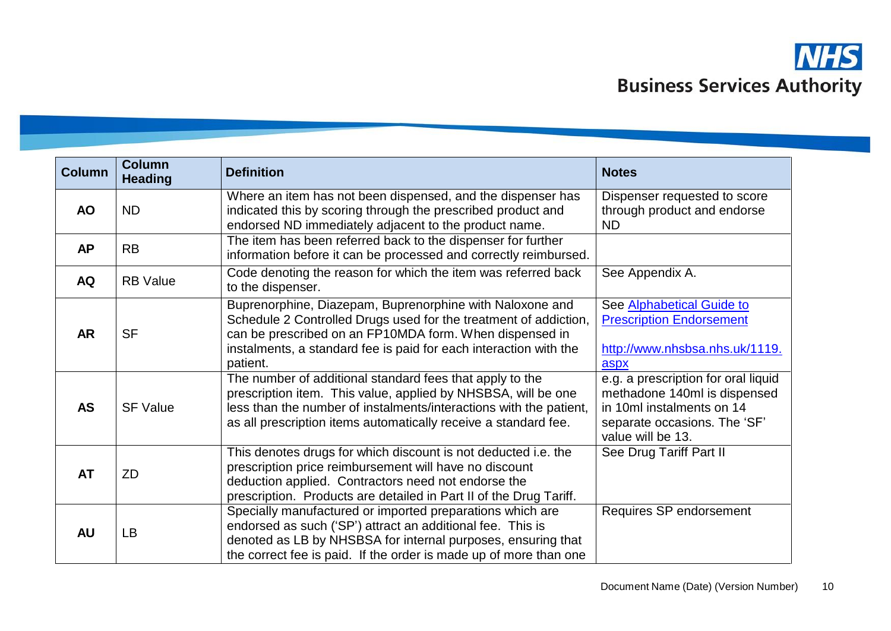| Column | Column Heading | Definition | Notes |
|---|---|---|---|
| **AO** | ND | Where an item has not been dispensed, and the dispenser has indicated this by scoring through the prescribed product and endorsed ND immediately adjacent to the product name. | Dispenser requested to score through product and endorse ND |
| **AP** | RB | The item has been referred back to the dispenser for further information before it can be processed and correctly reimbursed. | |
| **AQ** | RB Value | Code denoting the reason for which the item was referred back to the dispenser. | See Appendix A. |
| **AR** | SF | Buprenorphine, Diazepam, Buprenorphine with Naloxone and Schedule 2 Controlled Drugs used for the treatment of addiction, can be prescribed on an FP10MDA form. When dispensed in instalments, a standard fee is paid for each interaction with the patient. | See [Alphabetical Guide to Prescription Endorsement](http://www.nhsbsa.nhs.uk/1119.aspx) [http://www.nhsbsa.nhs.uk/1119.aspx](http://www.nhsbsa.nhs.uk/1119.aspx) |
| **AS** | SF Value | The number of additional standard fees that apply to the prescription item. This value, applied by NHSBSA, will be one less than the number of instalments/interactions with the patient, as all prescription items automatically receive a standard fee. | e.g. a prescription for oral liquid methadone 140ml is dispensed in 10ml instalments on 14 separate occasions. The 'SF' value will be 13. |
| **AT** | ZD | This denotes drugs for which discount is not deducted i.e. the prescription price reimbursement will have no discount deduction applied. Contractors need not endorse the prescription. Products are detailed in Part II of the Drug Tariff. | See Drug Tariff Part II |
| **AU** | LB | Specially manufactured or imported preparations which are endorsed as such ('SP') attract an additional fee. This is denoted as LB by NHSBSA for internal purposes, ensuring that the correct fee is paid. If the order is made up of more than one | Requires SP endorsement |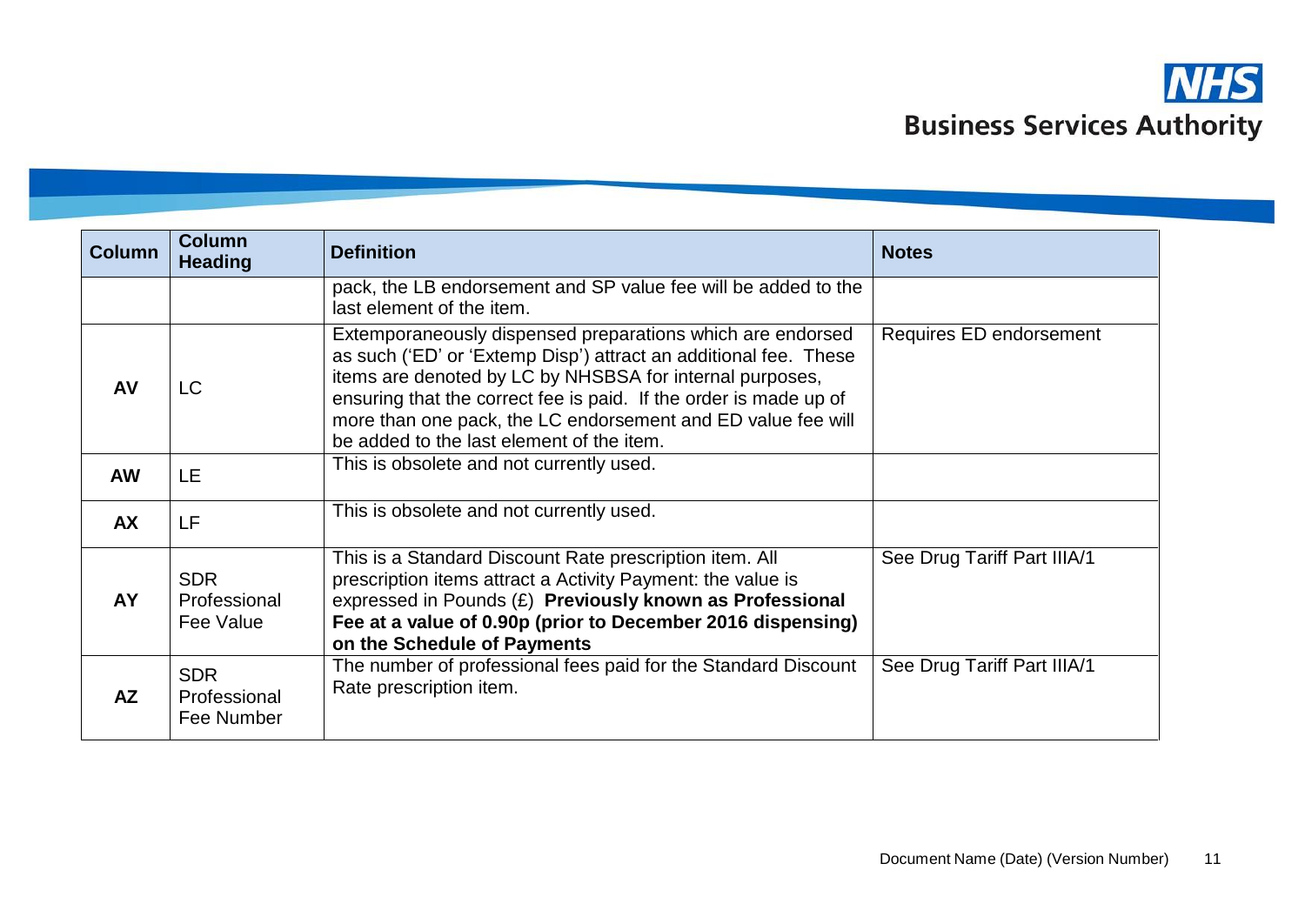| Column | Column Heading | Definition | Notes |
|---|---|---|---|
| | | pack, the LB endorsement and SP value fee will be added to the last element of the item. | |
| **AV** | LC | Extemporaneously dispensed preparations which are endorsed as such ('ED' or 'Extemp Disp') attract an additional fee. These items are denoted by LC by NHSBSA for internal purposes, ensuring that the correct fee is paid. If the order is made up of more than one pack, the LC endorsement and ED value fee will be added to the last element of the item. | Requires ED endorsement |
| **AW** | LE | This is obsolete and not currently used. | |
| **AX** | LF | This is obsolete and not currently used. | |
| **AY** | SDR Professional Fee Value | This is a Standard Discount Rate prescription item. All prescription items attract a Activity Payment: the value is expressed in Pounds (£) **Previously known as Professional Fee at a value of 0.90p (prior to December 2016 dispensing) on the Schedule of Payments** | See Drug Tariff Part IIIA/1 |
| **AZ** | SDR Professional Fee Number | The number of professional fees paid for the Standard Discount Rate prescription item. | See Drug Tariff Part IIIA/1 |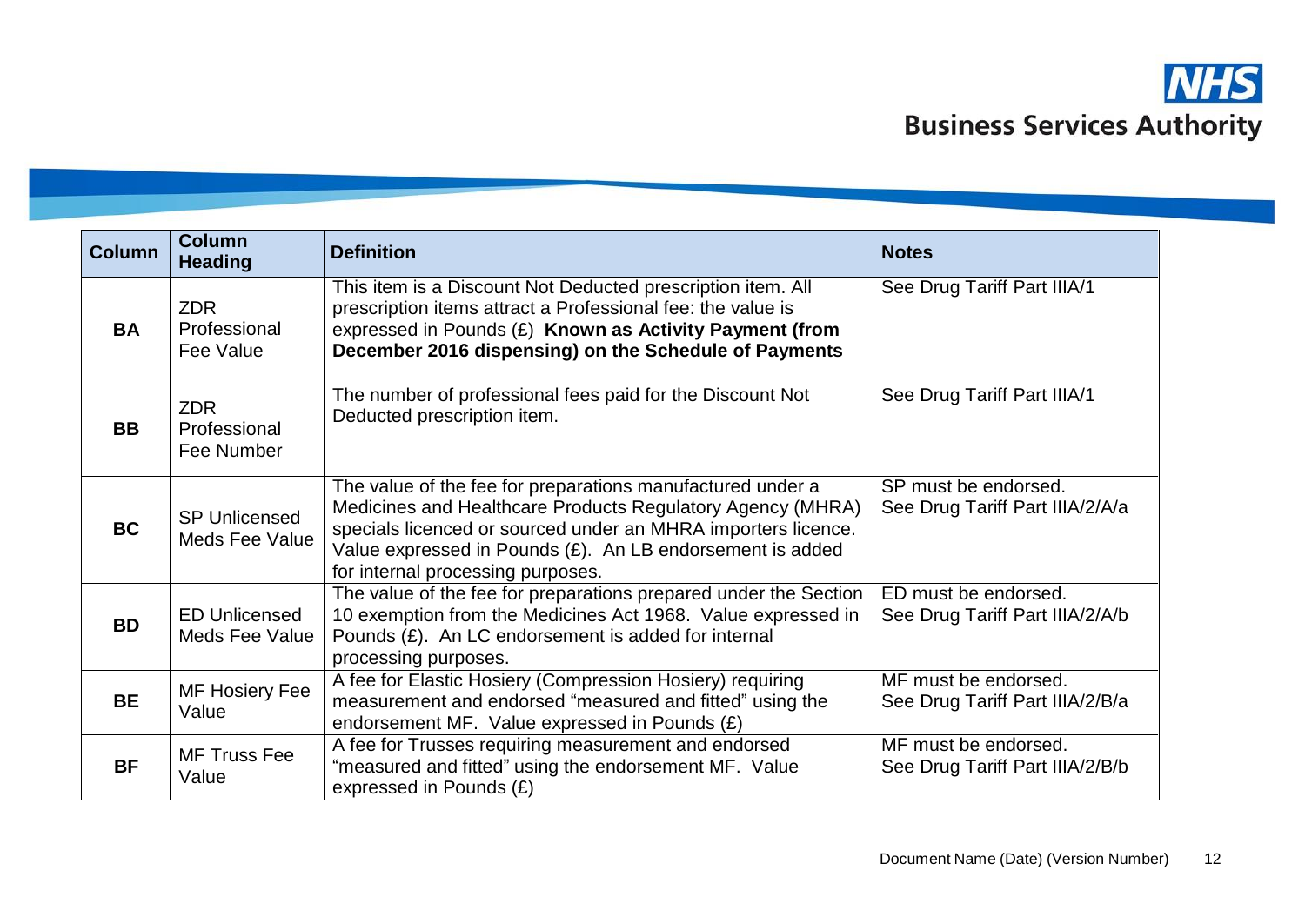| Column | Column Heading | Definition | Notes |
|---|---|---|---|
| **BA** | ZDR Professional Fee Value | This item is a Discount Not Deducted prescription item. All prescription items attract a Professional fee: the value is expressed in Pounds (£) **Known as Activity Payment (from December 2016 dispensing) on the Schedule of Payments** | See Drug Tariff Part IIIA/1 |
| **BB** | ZDR Professional Fee Number | The number of professional fees paid for the Discount Not Deducted prescription item. | See Drug Tariff Part IIIA/1 |
| **BC** | SP Unlicensed Meds Fee Value | The value of the fee for preparations manufactured under a Medicines and Healthcare Products Regulatory Agency (MHRA) specials licenced or sourced under an MHRA importers licence. Value expressed in Pounds (£). An LB endorsement is added for internal processing purposes. | SP must be endorsed. See Drug Tariff Part IIIA/2/A/a |
| **BD** | ED Unlicensed Meds Fee Value | The value of the fee for preparations prepared under the Section 10 exemption from the Medicines Act 1968. Value expressed in Pounds (£). An LC endorsement is added for internal processing purposes. | ED must be endorsed. See Drug Tariff Part IIIA/2/A/b |
| **BE** | MF Hosiery Fee Value | A fee for Elastic Hosiery (Compression Hosiery) requiring measurement and endorsed "measured and fitted" using the endorsement MF. Value expressed in Pounds (£) | MF must be endorsed. See Drug Tariff Part IIIA/2/B/a |
| **BF** | MF Truss Fee Value | A fee for Trusses requiring measurement and endorsed "measured and fitted" using the endorsement MF. Value expressed in Pounds (£) | MF must be endorsed. See Drug Tariff Part IIIA/2/B/b |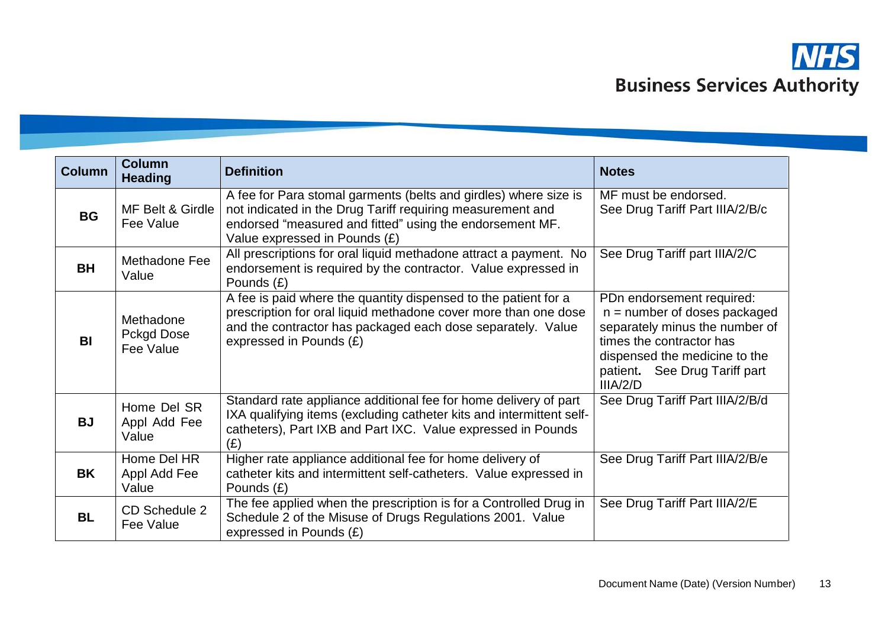| Column | Column Heading | Definition | Notes |
|---|---|---|---|
| **BG** | MF Belt & Girdle Fee Value | A fee for Para stomal garments (belts and girdles) where size is not indicated in the Drug Tariff requiring measurement and endorsed "measured and fitted" using the endorsement MF. Value expressed in Pounds (£) | MF must be endorsed. See Drug Tariff Part IIIA/2/B/c |
| **BH** | Methadone Fee Value | All prescriptions for oral liquid methadone attract a payment. No endorsement is required by the contractor. Value expressed in Pounds (£) | See Drug Tariff part IIIA/2/C |
| **BI** | Methadone Pckgd Dose Fee Value | A fee is paid where the quantity dispensed to the patient for a prescription for oral liquid methadone cover more than one dose and the contractor has packaged each dose separately. Value expressed in Pounds (£) | PDn endorsement required: n = number of doses packaged separately minus the number of times the contractor has dispensed the medicine to the patient**.** See Drug Tariff part IIIA/2/D |
| **BJ** | Home Del SR Appl Add Fee Value | Standard rate appliance additional fee for home delivery of part IXA qualifying items (excluding catheter kits and intermittent self-catheters), Part IXB and Part IXC. Value expressed in Pounds (£) | See Drug Tariff Part IIIA/2/B/d |
| **BK** | Home Del HR Appl Add Fee Value | Higher rate appliance additional fee for home delivery of catheter kits and intermittent self-catheters. Value expressed in Pounds (£) | See Drug Tariff Part IIIA/2/B/e |
| **BL** | CD Schedule 2 Fee Value | The fee applied when the prescription is for a Controlled Drug in Schedule 2 of the Misuse of Drugs Regulations 2001. Value expressed in Pounds (£) | See Drug Tariff Part IIIA/2/E |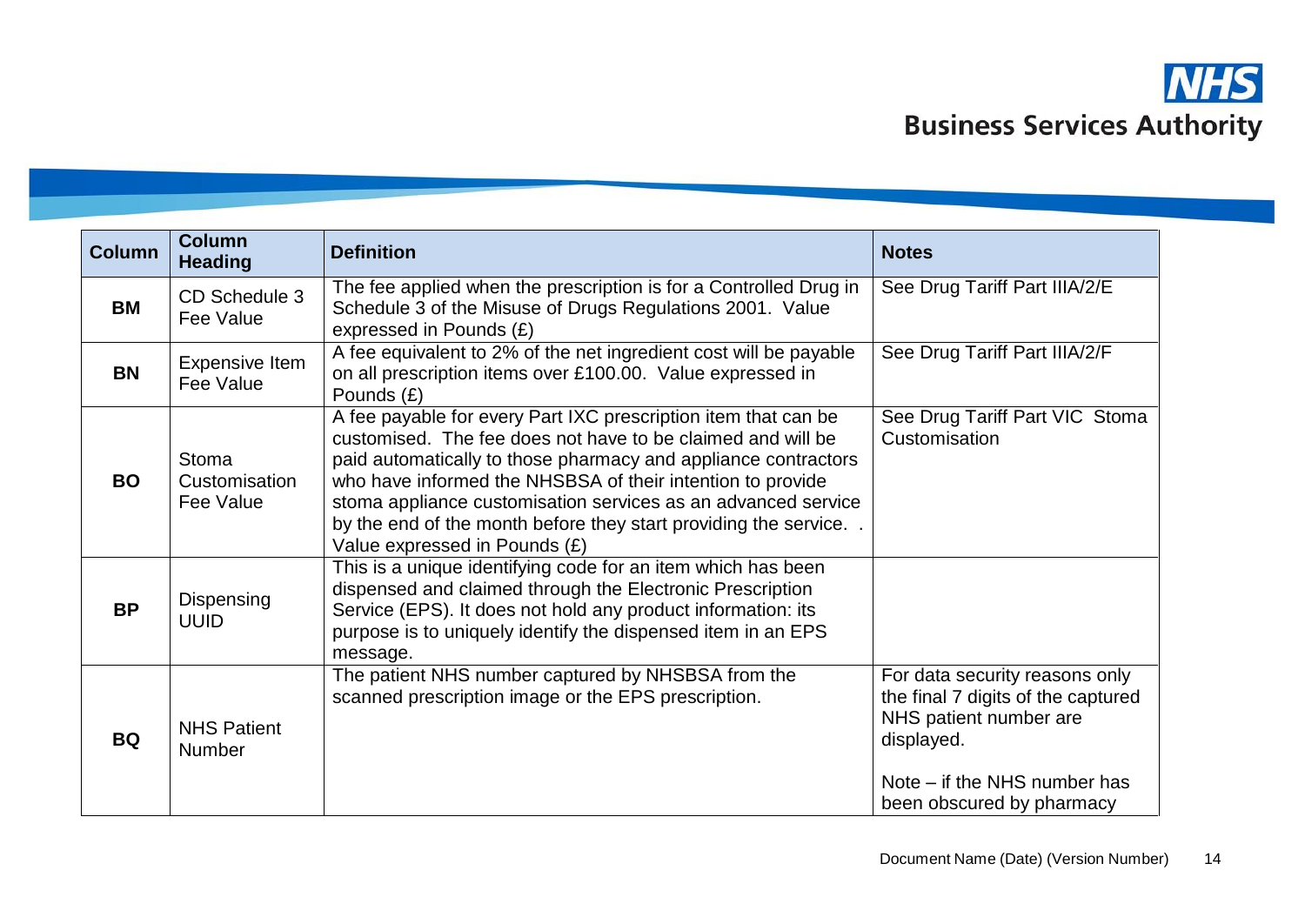| Column | Column Heading | Definition | Notes |
|---|---|---|---|
| **BM** | CD Schedule 3 Fee Value | The fee applied when the prescription is for a Controlled Drug in Schedule 3 of the Misuse of Drugs Regulations 2001. Value expressed in Pounds (£) | See Drug Tariff Part IIIA/2/E |
| **BN** | Expensive Item Fee Value | A fee equivalent to 2% of the net ingredient cost will be payable on all prescription items over £100.00. Value expressed in Pounds (£) | See Drug Tariff Part IIIA/2/F |
| **BO** | Stoma Customisation Fee Value | A fee payable for every Part IXC prescription item that can be customised. The fee does not have to be claimed and will be paid automatically to those pharmacy and appliance contractors who have informed the NHSBSA of their intention to provide stoma appliance customisation services as an advanced service by the end of the month before they start providing the service. . Value expressed in Pounds (£) | See Drug Tariff Part VIC Stoma Customisation |
| **BP** | Dispensing UUID | This is a unique identifying code for an item which has been dispensed and claimed through the Electronic Prescription Service (EPS). It does not hold any product information: its purpose is to uniquely identify the dispensed item in an EPS message. | |
| **BQ** | NHS Patient Number | The patient NHS number captured by NHSBSA from the scanned prescription image or the EPS prescription. | For data security reasons only the final 7 digits of the captured NHS patient number are displayed.<br><br>Note – if the NHS number has been obscured by pharmacy |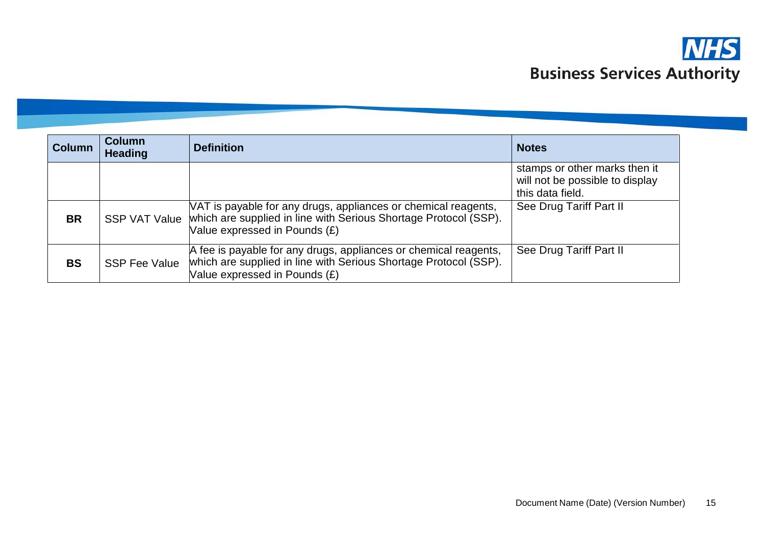| Column | Column Heading | Definition | Notes |
|---|---|---|---|
| | | | stamps or other marks then it will not be possible to display this data field. |
| **BR** | SSP VAT Value | VAT is payable for any drugs, appliances or chemical reagents, which are supplied in line with Serious Shortage Protocol (SSP). Value expressed in Pounds (£) | See Drug Tariff Part II |
| **BS** | SSP Fee Value | A fee is payable for any drugs, appliances or chemical reagents, which are supplied in line with Serious Shortage Protocol (SSP). Value expressed in Pounds (£) | See Drug Tariff Part II |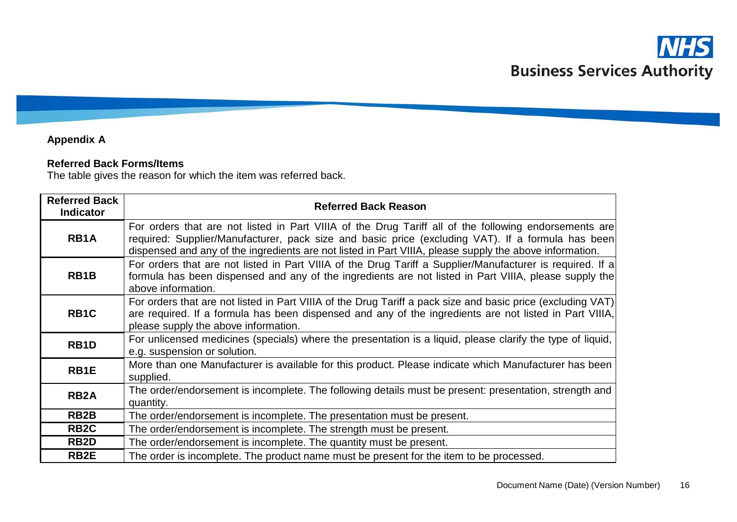**Appendix A**

**Referred Back Forms/Items**

The table gives the reason for which the item was referred back.

| Referred Back Indicator | Referred Back Reason |
|---|---|
| **RB1A** | For orders that are not listed in Part VIIIA of the Drug Tariff all of the following endorsements are required: Supplier/Manufacturer, pack size and basic price (excluding VAT). If a formula has been dispensed and any of the ingredients are not listed in Part VIIIA, please supply the above information. |
| **RB1B** | For orders that are not listed in Part VIIIA of the Drug Tariff a Supplier/Manufacturer is required. If a formula has been dispensed and any of the ingredients are not listed in Part VIIIA, please supply the above information. |
| **RB1C** | For orders that are not listed in Part VIIIA of the Drug Tariff a pack size and basic price (excluding VAT) are required. If a formula has been dispensed and any of the ingredients are not listed in Part VIIIA, please supply the above information. |
| **RB1D** | For unlicensed medicines (specials) where the presentation is a liquid, please clarify the type of liquid, e.g. suspension or solution. |
| **RB1E** | More than one Manufacturer is available for this product. Please indicate which Manufacturer has been supplied. |
| **RB2A** | The order/endorsement is incomplete. The following details must be present: presentation, strength and quantity. |
| **RB2B** | The order/endorsement is incomplete. The presentation must be present. |
| **RB2C** | The order/endorsement is incomplete. The strength must be present. |
| **RB2D** | The order/endorsement is incomplete. The quantity must be present. |
| **RB2E** | The order is incomplete. The product name must be present for the item to be processed. |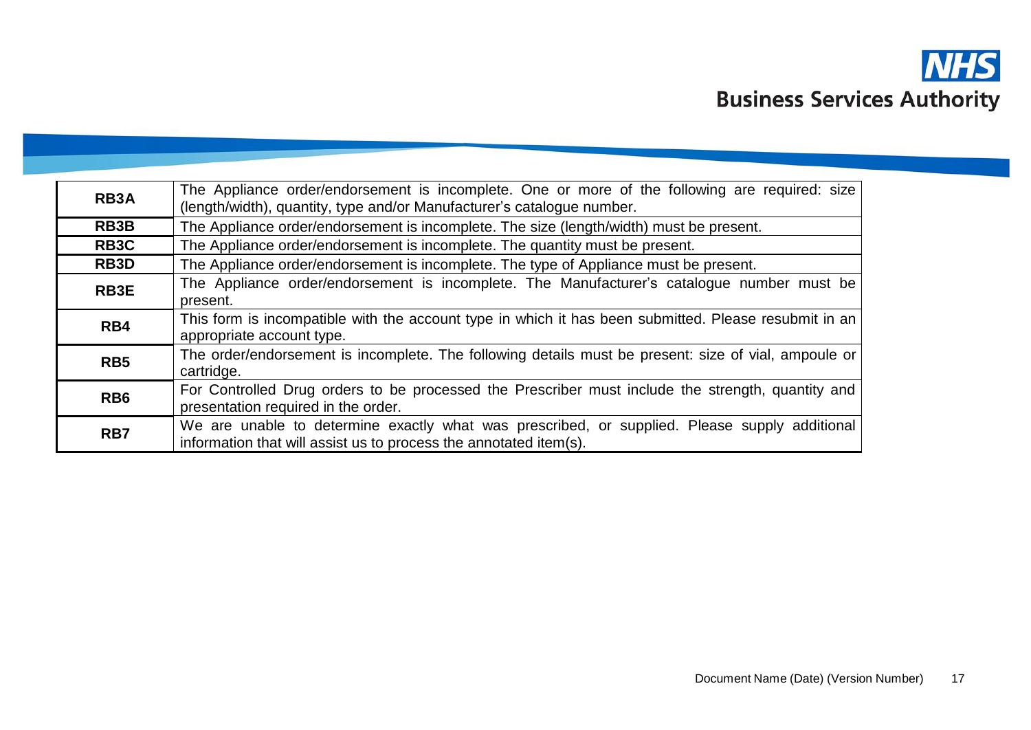| RB3A | The Appliance order/endorsement is incomplete. One or more of the following are required: size (length/width), quantity, type and/or Manufacturer's catalogue number. |
|---|---|
| RB3B | The Appliance order/endorsement is incomplete. The size (length/width) must be present. |
| RB3C | The Appliance order/endorsement is incomplete. The quantity must be present. |
| RB3D | The Appliance order/endorsement is incomplete. The type of Appliance must be present. |
| RB3E | The Appliance order/endorsement is incomplete. The Manufacturer's catalogue number must be present. |
| RB4 | This form is incompatible with the account type in which it has been submitted. Please resubmit in an appropriate account type. |
| RB5 | The order/endorsement is incomplete. The following details must be present: size of vial, ampoule or cartridge. |
| RB6 | For Controlled Drug orders to be processed the Prescriber must include the strength, quantity and presentation required in the order. |
| RB7 | We are unable to determine exactly what was prescribed, or supplied. Please supply additional information that will assist us to process the annotated item(s). |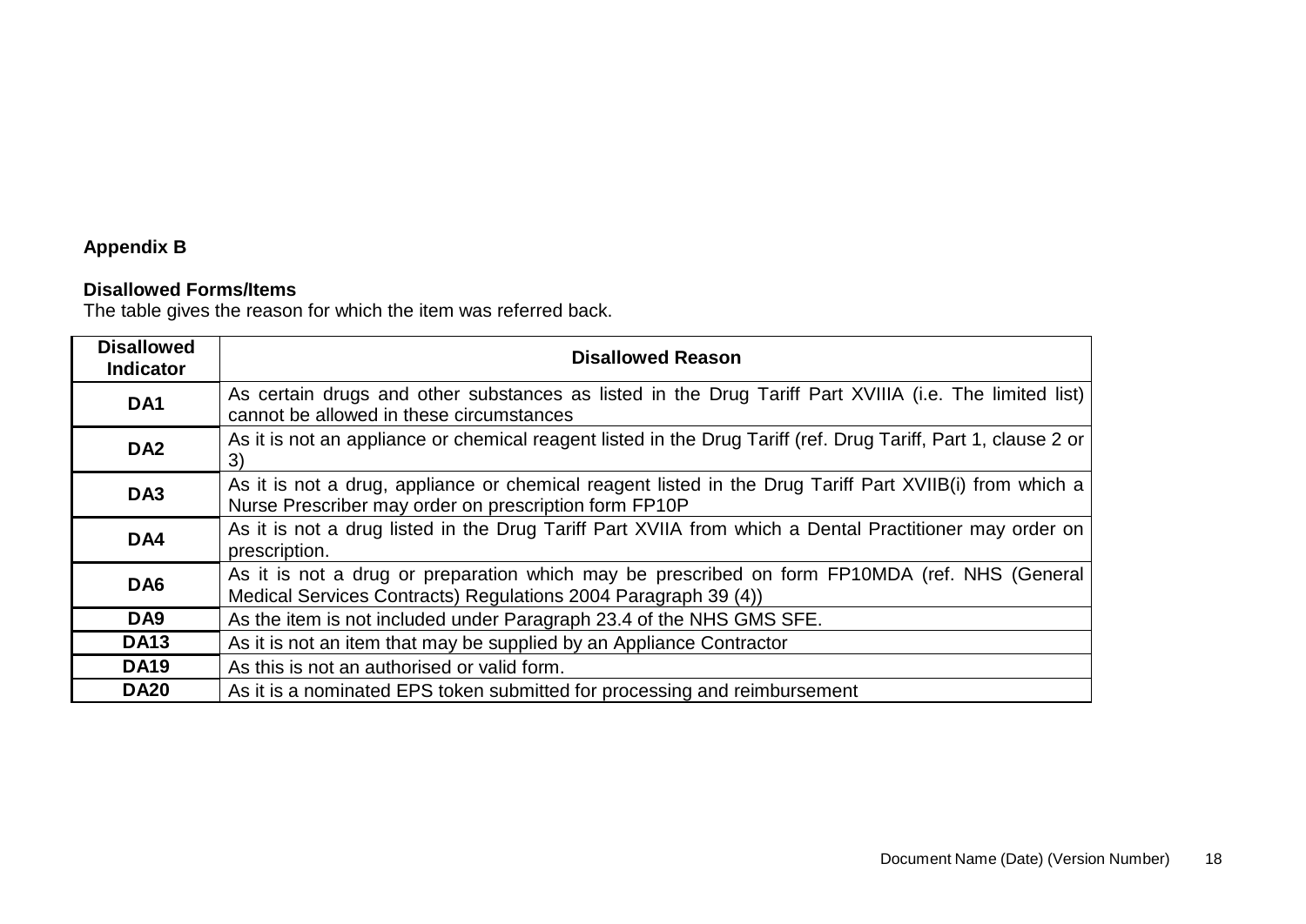## Appendix B

### Disallowed Forms/Items

The table gives the reason for which the item was referred back.

| Disallowed Indicator | Disallowed Reason |
|---|---|
| **DA1** | As certain drugs and other substances as listed in the Drug Tariff Part XVIIIA (i.e. The limited list) cannot be allowed in these circumstances |
| **DA2** | As it is not an appliance or chemical reagent listed in the Drug Tariff (ref. Drug Tariff, Part 1, clause 2 or 3) |
| **DA3** | As it is not a drug, appliance or chemical reagent listed in the Drug Tariff Part XVIIB(i) from which a Nurse Prescriber may order on prescription form FP10P |
| **DA4** | As it is not a drug listed in the Drug Tariff Part XVIIA from which a Dental Practitioner may order on prescription. |
| **DA6** | As it is not a drug or preparation which may be prescribed on form FP10MDA (ref. NHS (General Medical Services Contracts) Regulations 2004 Paragraph 39 (4)) |
| **DA9** | As the item is not included under Paragraph 23.4 of the NHS GMS SFE. |
| **DA13** | As it is not an item that may be supplied by an Appliance Contractor |
| **DA19** | As this is not an authorised or valid form. |
| **DA20** | As it is a nominated EPS token submitted for processing and reimbursement |